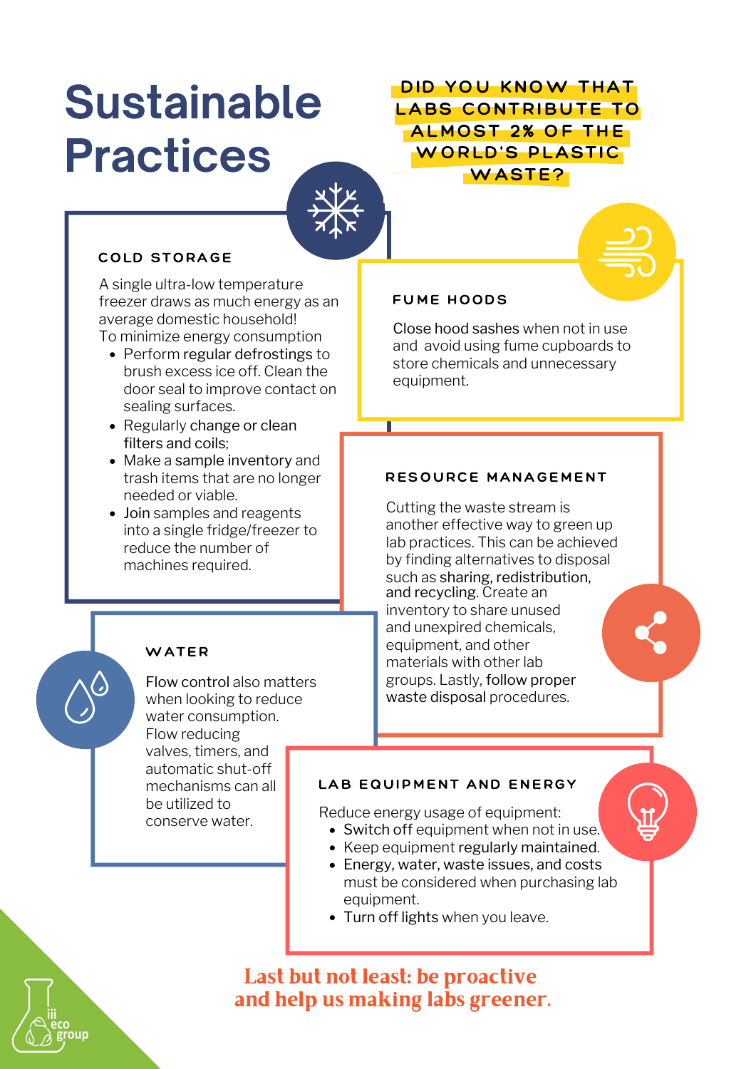# Sustainable Practices

**DID YOU KNOW THAT LABS CONTRIBUTE TO ALMOST 2% OF THE WORLD'S PLASTIC WASTE?**

### COLD STORAGE

A single ultra-low temperature freezer draws as much energy as an average domestic household!

To minimize energy consumption

- Perform regular defrostings to brush excess ice off. Clean the door seal to improve contact on sealing surfaces.
- Regularly change or clean filters and coils;
- Make a sample inventory and trash items that are no longer needed or viable.
- Join samples and reagents into a single fridge/freezer to reduce the number of machines required.

### FUME HOODS

Close hood sashes when not in use and avoid using fume cupboards to store chemicals and unnecessary equipment.

### RESOURCE MANAGEMENT

Cutting the waste stream is another effective way to green up lab practices. This can be achieved by finding alternatives to disposal such as sharing, redistribution, and recycling. Create an inventory to share unused and unexpired chemicals, equipment, and other materials with other lab groups. Lastly, follow proper waste disposal procedures.

### WATER

Flow control also matters when looking to reduce water consumption. Flow reducing valves, timers, and automatic shut-off mechanisms can all be utilized to conserve water.

### LAB EQUIPMENT AND ENERGY

Reduce energy usage of equipment:

- Switch off equipment when not in use.
- Keep equipment regularly maintained.
- Energy, water, waste issues, and costs must be considered when purchasing lab equipment.
- Turn off lights when you leave.

**Last but not least: be proactive and help us making labs greener.**

iii eco group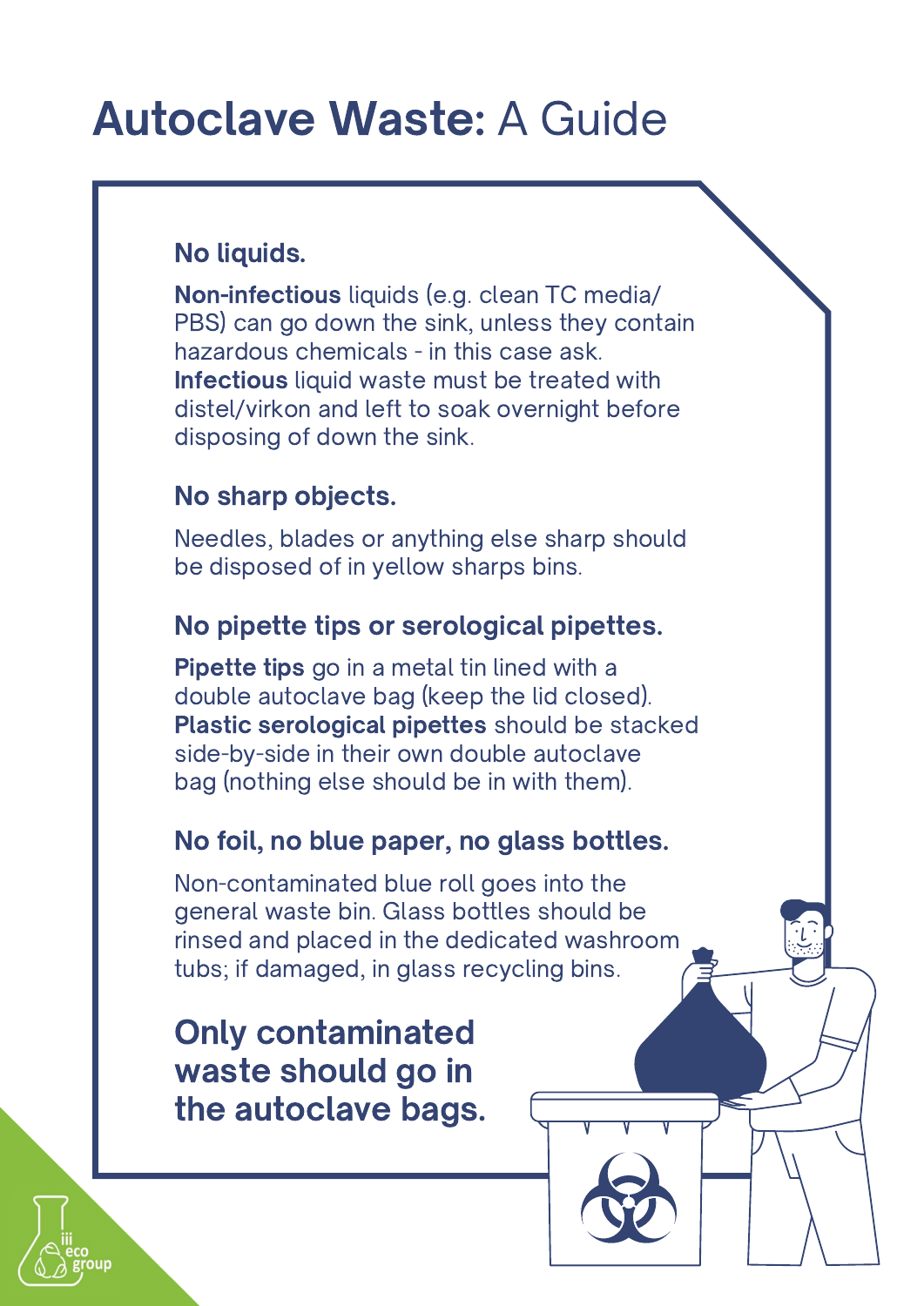# **Autoclave Waste:** A Guide

### No liquids.

**Non-infectious** liquids (e.g. clean TC media/ PBS) can go down the sink, unless they contain hazardous chemicals - in this case ask. **Infectious** liquid waste must be treated with distel/virkon and left to soak overnight before disposing of down the sink.

### No sharp objects.

Needles, blades or anything else sharp should be disposed of in yellow sharps bins.

### No pipette tips or serological pipettes.

**Pipette tips** go in a metal tin lined with a double autoclave bag (keep the lid closed). **Plastic serological pipettes** should be stacked side-by-side in their own double autoclave bag (nothing else should be in with them).

### No foil, no blue paper, no glass bottles.

Non-contaminated blue roll goes into the general waste bin. Glass bottles should be rinsed and placed in the dedicated washroom tubs; if damaged, in glass recycling bins.

## Only contaminated waste should go in the autoclave bags.

iii eco group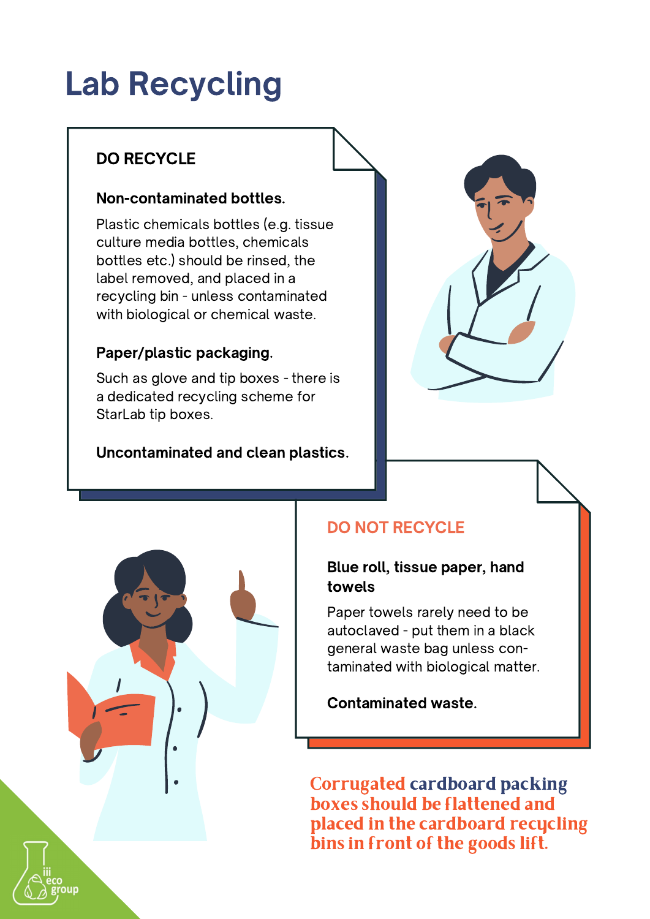# Lab Recycling

## DO RECYCLE

**Non-contaminated bottles.**

Plastic chemicals bottles (e.g. tissue culture media bottles, chemicals bottles etc.) should be rinsed, the label removed, and placed in a recycling bin - unless contaminated with biological or chemical waste.

**Paper/plastic packaging.**

Such as glove and tip boxes - there is a dedicated recycling scheme for StarLab tip boxes.

**Uncontaminated and clean plastics.**

## DO NOT RECYCLE

**Blue roll, tissue paper, hand towels**

Paper towels rarely need to be autoclaved - put them in a black general waste bag unless contaminated with biological matter.

**Contaminated waste.**

**Corrugated cardboard packing boxes should be flattened and placed in the cardboard recycling bins in front of the goods lift.**

iii eco group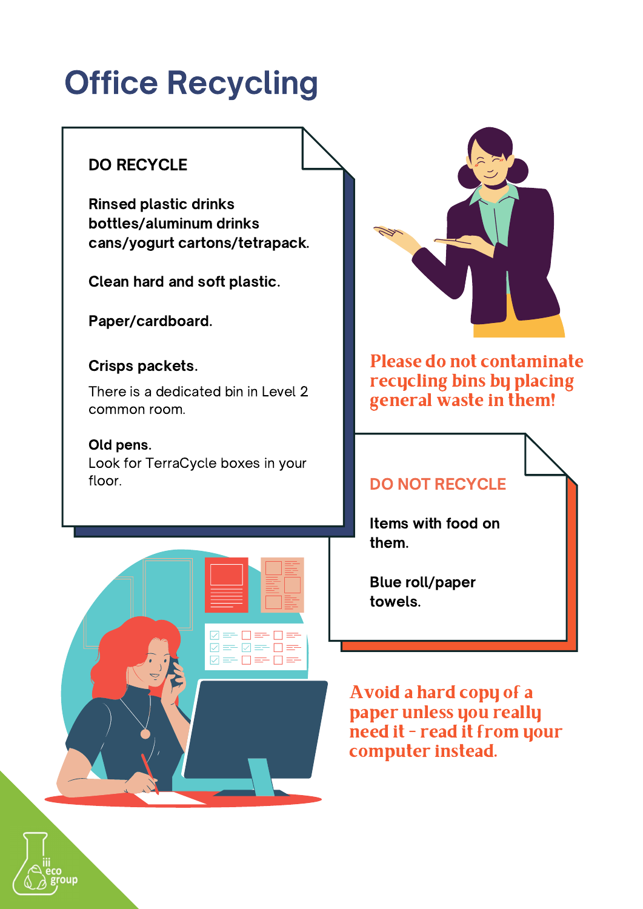# Office Recycling

## DO RECYCLE

**Rinsed plastic drinks bottles/aluminum drinks cans/yogurt cartons/tetrapack.**

**Clean hard and soft plastic.**

**Paper/cardboard.**

**Crisps packets.**
There is a dedicated bin in Level 2 common room.

**Old pens.**
Look for TerraCycle boxes in your floor.

**Please do not contaminate recycling bins by placing general waste in them!**

## DO NOT RECYCLE

**Items with food on them.**

**Blue roll/paper towels.**

**Avoid a hard copy of a paper unless you really need it - read it from your computer instead.**

iii eco group